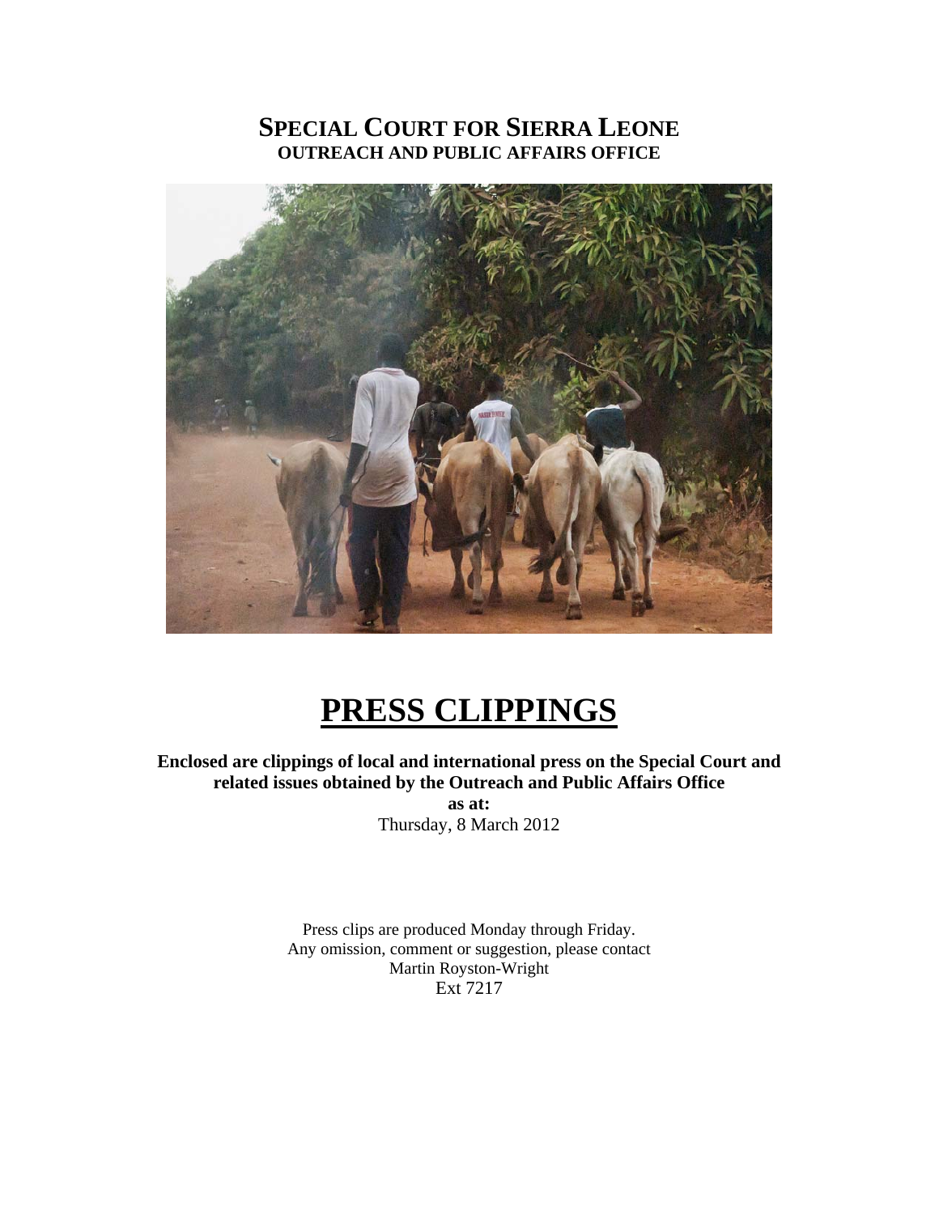# SPECIAL COURT FOR SIERRA LEONE

## OUTREACH AND PUBLIC AFFAIRS OFFICE

# PRESS CLIPPINGS

**Enclosed are clippings of local and international press on the Special Court and related issues obtained by the Outreach and Public Affairs Office**

**as at:**

Thursday, 8 March 2012

Press clips are produced Monday through Friday.
Any omission, comment or suggestion, please contact
Martin Royston-Wright
Ext 7217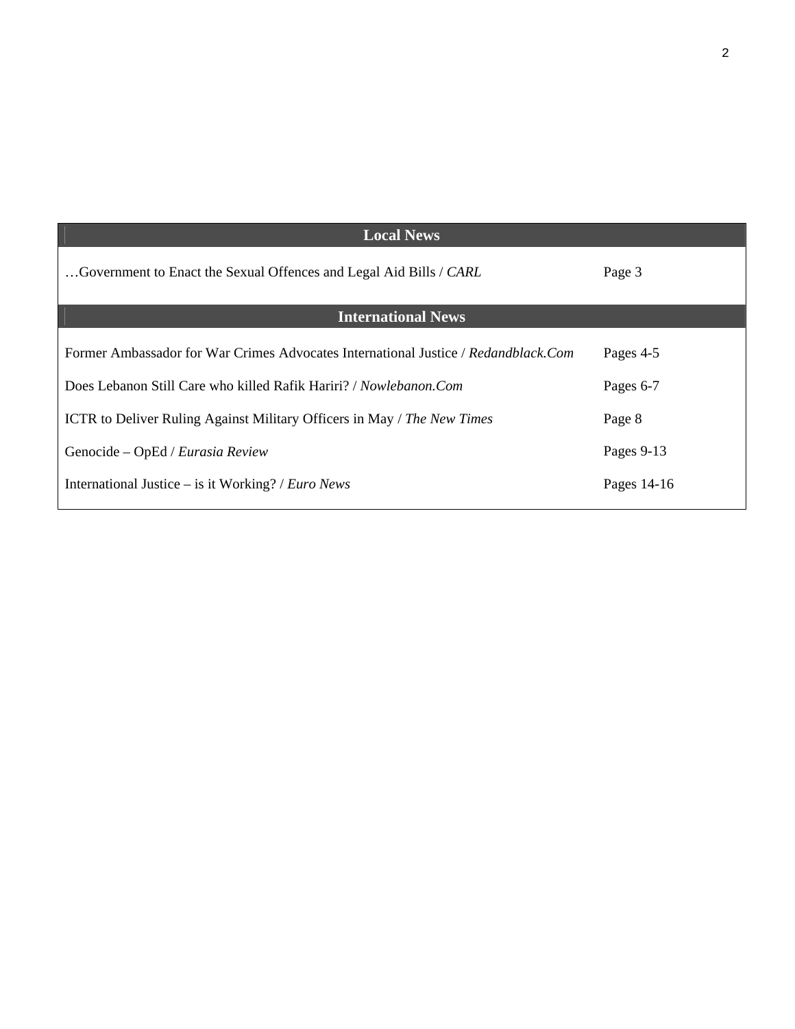## Local News

| | |
|---|---|
| …Government to Enact the Sexual Offences and Legal Aid Bills / *CARL* | Page 3 |

## International News

| | |
|---|---|
| Former Ambassador for War Crimes Advocates International Justice / *Redandblack.Com* | Pages 4-5 |
| Does Lebanon Still Care who killed Rafik Hariri? / *Nowlebanon.Com* | Pages 6-7 |
| ICTR to Deliver Ruling Against Military Officers in May / *The New Times* | Page 8 |
| Genocide – OpEd / *Eurasia Review* | Pages 9-13 |
| International Justice – is it Working? / *Euro News* | Pages 14-16 |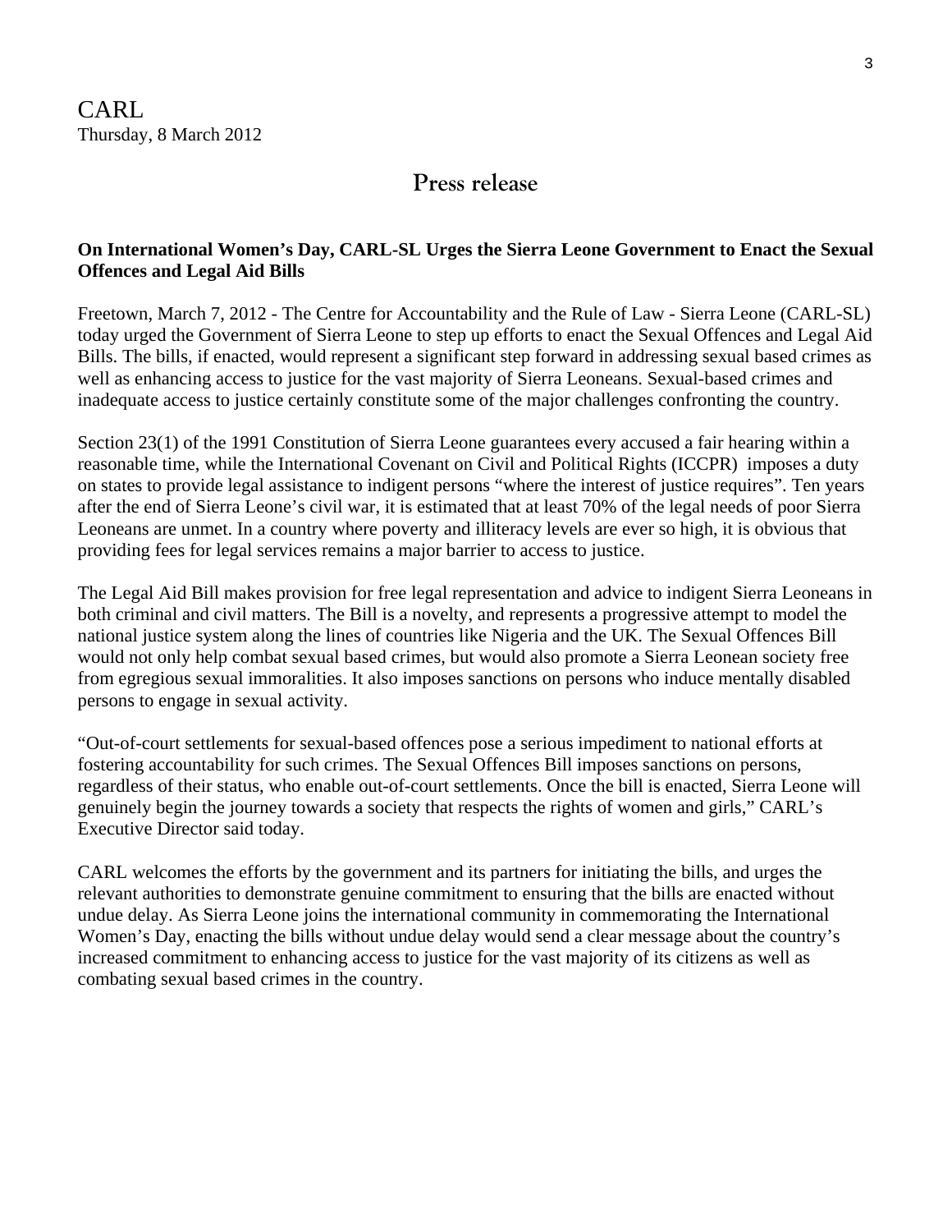CARL
Thursday, 8 March 2012

## Press release

**On International Women's Day, CARL-SL Urges the Sierra Leone Government to Enact the Sexual Offences and Legal Aid Bills**

Freetown, March 7, 2012 - The Centre for Accountability and the Rule of Law - Sierra Leone (CARL-SL) today urged the Government of Sierra Leone to step up efforts to enact the Sexual Offences and Legal Aid Bills. The bills, if enacted, would represent a significant step forward in addressing sexual based crimes as well as enhancing access to justice for the vast majority of Sierra Leoneans. Sexual-based crimes and inadequate access to justice certainly constitute some of the major challenges confronting the country.

Section 23(1) of the 1991 Constitution of Sierra Leone guarantees every accused a fair hearing within a reasonable time, while the International Covenant on Civil and Political Rights (ICCPR) imposes a duty on states to provide legal assistance to indigent persons "where the interest of justice requires". Ten years after the end of Sierra Leone's civil war, it is estimated that at least 70% of the legal needs of poor Sierra Leoneans are unmet. In a country where poverty and illiteracy levels are ever so high, it is obvious that providing fees for legal services remains a major barrier to access to justice.

The Legal Aid Bill makes provision for free legal representation and advice to indigent Sierra Leoneans in both criminal and civil matters. The Bill is a novelty, and represents a progressive attempt to model the national justice system along the lines of countries like Nigeria and the UK. The Sexual Offences Bill would not only help combat sexual based crimes, but would also promote a Sierra Leonean society free from egregious sexual immoralities. It also imposes sanctions on persons who induce mentally disabled persons to engage in sexual activity.

"Out-of-court settlements for sexual-based offences pose a serious impediment to national efforts at fostering accountability for such crimes. The Sexual Offences Bill imposes sanctions on persons, regardless of their status, who enable out-of-court settlements. Once the bill is enacted, Sierra Leone will genuinely begin the journey towards a society that respects the rights of women and girls," CARL's Executive Director said today.

CARL welcomes the efforts by the government and its partners for initiating the bills, and urges the relevant authorities to demonstrate genuine commitment to ensuring that the bills are enacted without undue delay. As Sierra Leone joins the international community in commemorating the International Women's Day, enacting the bills without undue delay would send a clear message about the country's increased commitment to enhancing access to justice for the vast majority of its citizens as well as combating sexual based crimes in the country.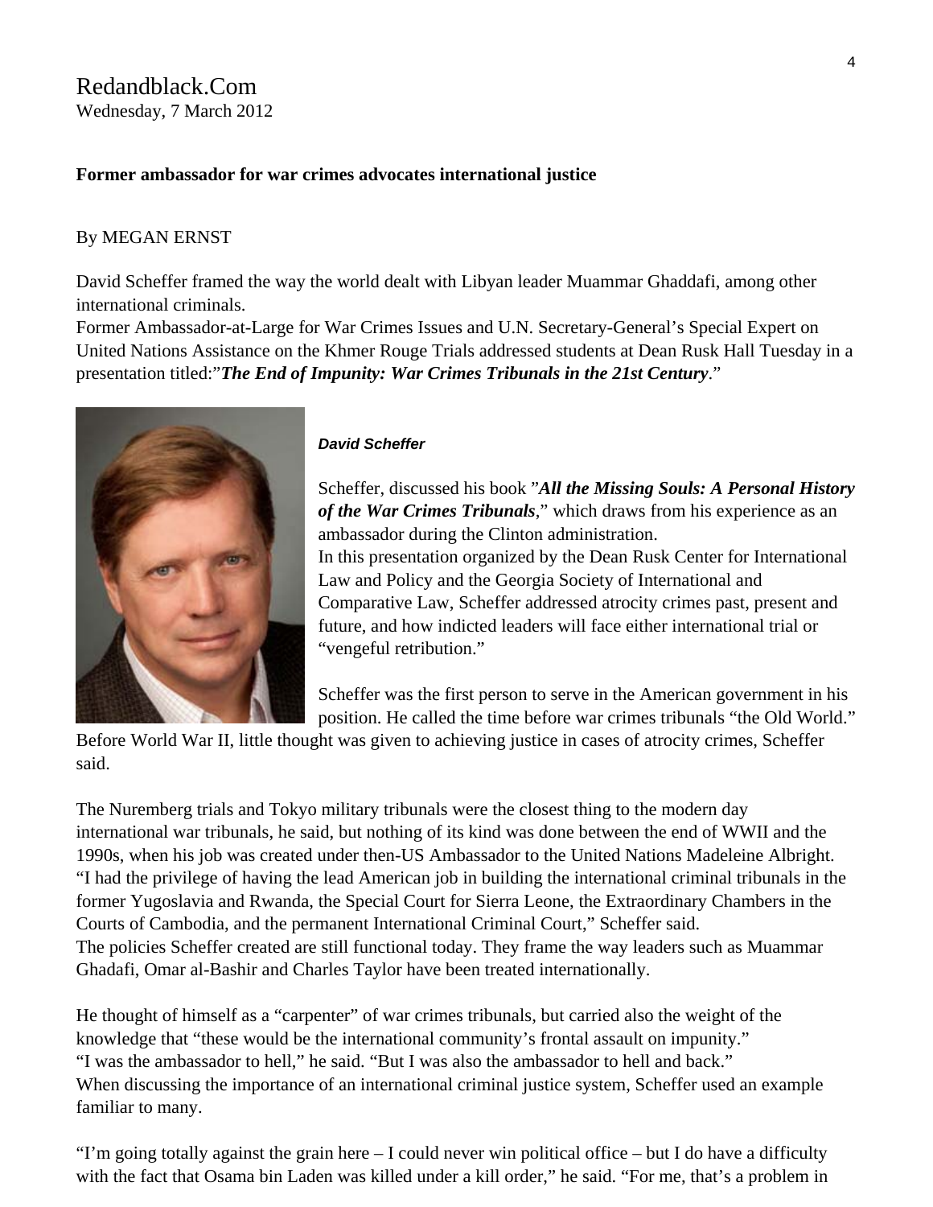Redandblack.Com
Wednesday, 7 March 2012

**Former ambassador for war crimes advocates international justice**

By MEGAN ERNST

David Scheffer framed the way the world dealt with Libyan leader Muammar Ghaddafi, among other international criminals.

Former Ambassador-at-Large for War Crimes Issues and U.N. Secretary-General's Special Expert on United Nations Assistance on the Khmer Rouge Trials addressed students at Dean Rusk Hall Tuesday in a presentation titled:"***The End of Impunity: War Crimes Tribunals in the 21st Century***."

***David Scheffer***

Scheffer, discussed his book "***All the Missing Souls: A Personal History of the War Crimes Tribunals***," which draws from his experience as an ambassador during the Clinton administration.

In this presentation organized by the Dean Rusk Center for International Law and Policy and the Georgia Society of International and Comparative Law, Scheffer addressed atrocity crimes past, present and future, and how indicted leaders will face either international trial or "vengeful retribution."

Scheffer was the first person to serve in the American government in his position. He called the time before war crimes tribunals "the Old World." Before World War II, little thought was given to achieving justice in cases of atrocity crimes, Scheffer said.

The Nuremberg trials and Tokyo military tribunals were the closest thing to the modern day international war tribunals, he said, but nothing of its kind was done between the end of WWII and the 1990s, when his job was created under then-US Ambassador to the United Nations Madeleine Albright.

"I had the privilege of having the lead American job in building the international criminal tribunals in the former Yugoslavia and Rwanda, the Special Court for Sierra Leone, the Extraordinary Chambers in the Courts of Cambodia, and the permanent International Criminal Court," Scheffer said.

The policies Scheffer created are still functional today. They frame the way leaders such as Muammar Ghadafi, Omar al-Bashir and Charles Taylor have been treated internationally.

He thought of himself as a "carpenter" of war crimes tribunals, but carried also the weight of the knowledge that "these would be the international community's frontal assault on impunity."

"I was the ambassador to hell," he said. "But I was also the ambassador to hell and back."

When discussing the importance of an international criminal justice system, Scheffer used an example familiar to many.

"I'm going totally against the grain here – I could never win political office – but I do have a difficulty with the fact that Osama bin Laden was killed under a kill order," he said. "For me, that's a problem in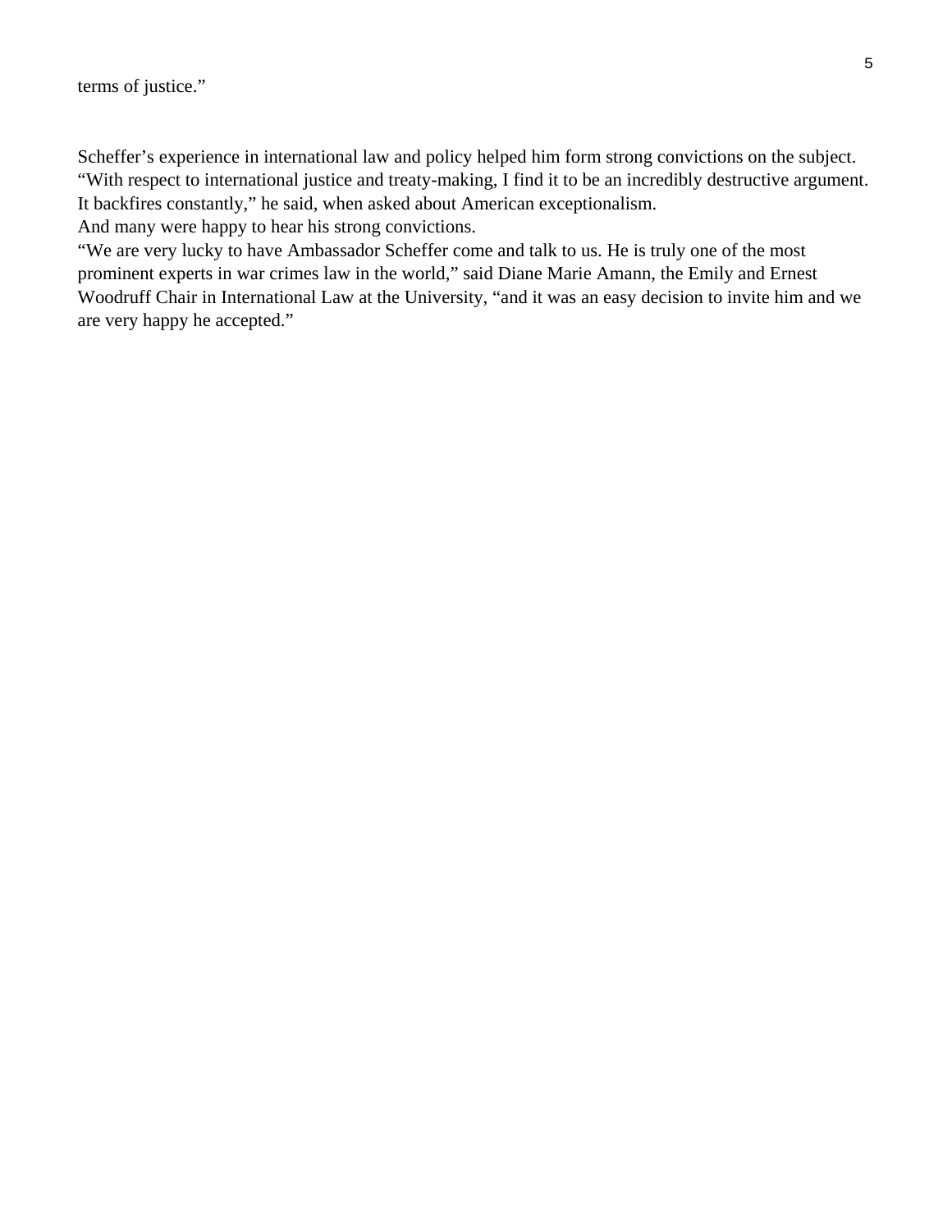terms of justice."

Scheffer's experience in international law and policy helped him form strong convictions on the subject. "With respect to international justice and treaty-making, I find it to be an incredibly destructive argument. It backfires constantly," he said, when asked about American exceptionalism.

And many were happy to hear his strong convictions.

"We are very lucky to have Ambassador Scheffer come and talk to us. He is truly one of the most prominent experts in war crimes law in the world," said Diane Marie Amann, the Emily and Ernest Woodruff Chair in International Law at the University, "and it was an easy decision to invite him and we are very happy he accepted."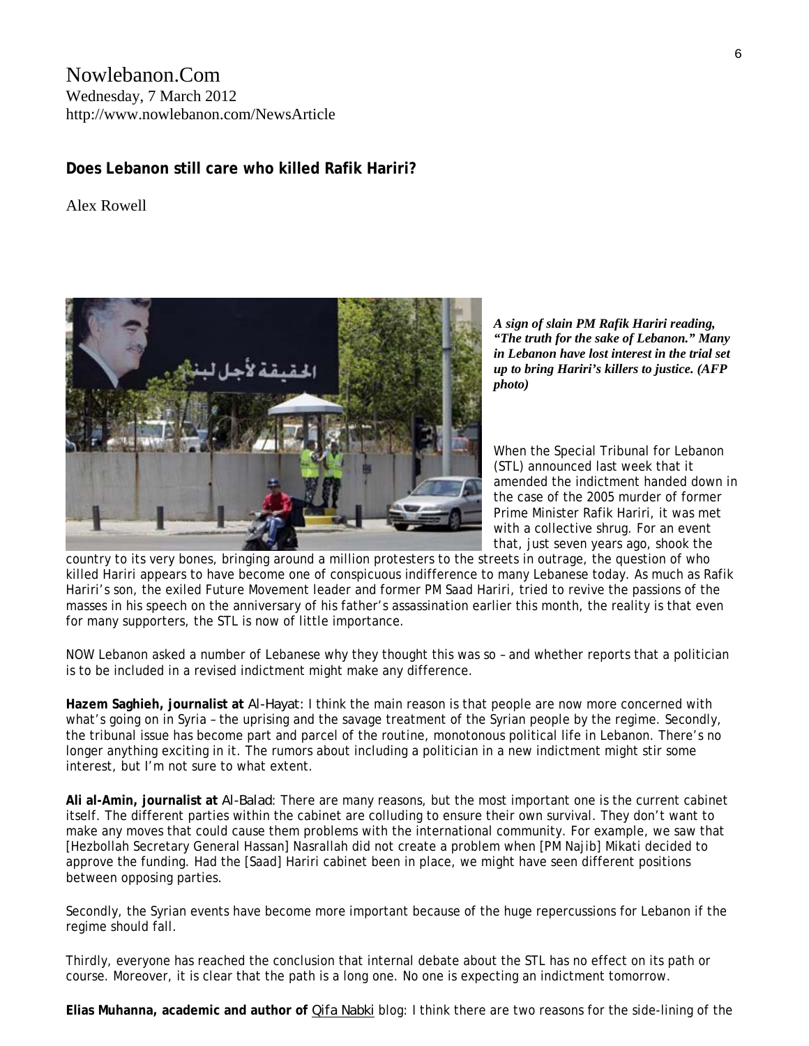Nowlebanon.Com
Wednesday, 7 March 2012
http://www.nowlebanon.com/NewsArticle

## Does Lebanon still care who killed Rafik Hariri?

Alex Rowell

***A sign of slain PM Rafik Hariri reading, "The truth for the sake of Lebanon." Many in Lebanon have lost interest in the trial set up to bring Hariri's killers to justice. (AFP photo)***

When the Special Tribunal for Lebanon (STL) announced last week that it amended the indictment handed down in the case of the 2005 murder of former Prime Minister Rafik Hariri, it was met with a collective shrug. For an event that, just seven years ago, shook the country to its very bones, bringing around a million protesters to the streets in outrage, the question of who killed Hariri appears to have become one of conspicuous indifference to many Lebanese today. As much as Rafik Hariri's son, the exiled Future Movement leader and former PM Saad Hariri, tried to revive the passions of the masses in his speech on the anniversary of his father's assassination earlier this month, the reality is that even for many supporters, the STL is now of little importance.

NOW Lebanon asked a number of Lebanese why they thought this was so – and whether reports that a politician is to be included in a revised indictment might make any difference.

**Hazem Saghieh, journalist at** *Al-Hayat*: I think the main reason is that people are now more concerned with what's going on in Syria – the uprising and the savage treatment of the Syrian people by the regime. Secondly, the tribunal issue has become part and parcel of the routine, monotonous political life in Lebanon. There's no longer anything exciting in it. The rumors about including a politician in a new indictment might stir some interest, but I'm not sure to what extent.

**Ali al-Amin, journalist at** *Al-Balad*: There are many reasons, but the most important one is the current cabinet itself. The different parties within the cabinet are colluding to ensure their own survival. They don't want to make any moves that could cause them problems with the international community. For example, we saw that [Hezbollah Secretary General Hassan] Nasrallah did not create a problem when [PM Najib] Mikati decided to approve the funding. Had the [Saad] Hariri cabinet been in place, we might have seen different positions between opposing parties.

Secondly, the Syrian events have become more important because of the huge repercussions for Lebanon if the regime should fall.

Thirdly, everyone has reached the conclusion that internal debate about the STL has no effect on its path or course. Moreover, it is clear that the path is a long one. No one is expecting an indictment tomorrow.

**Elias Muhanna, academic and author of** Qifa Nabki blog: I think there are two reasons for the side-lining of the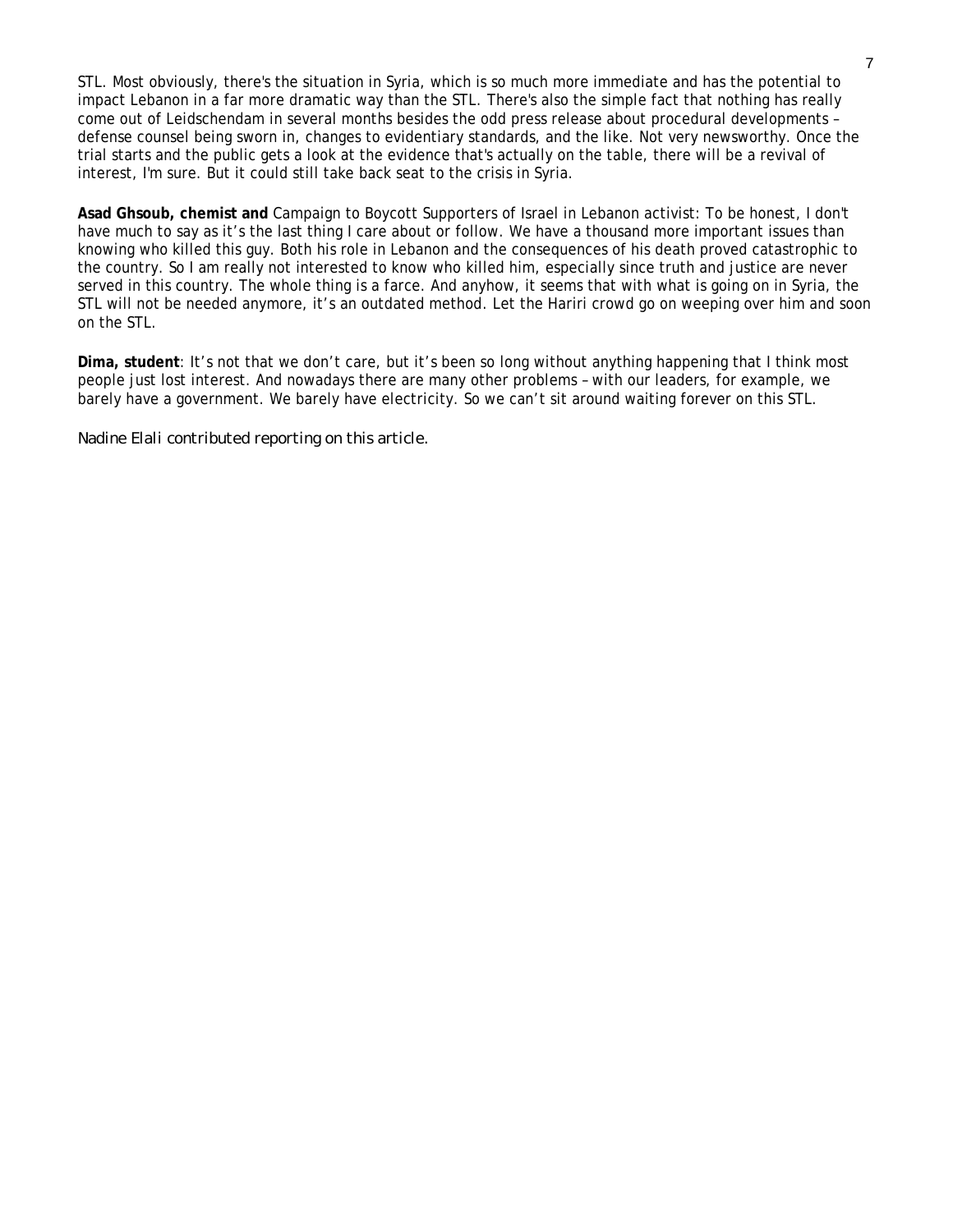STL. Most obviously, there's the situation in Syria, which is so much more immediate and has the potential to impact Lebanon in a far more dramatic way than the STL. There's also the simple fact that nothing has really come out of Leidschendam in several months besides the odd press release about procedural developments – defense counsel being sworn in, changes to evidentiary standards, and the like. Not very newsworthy. Once the trial starts and the public gets a look at the evidence that's actually on the table, there will be a revival of interest, I'm sure. But it could still take back seat to the crisis in Syria.

**Asad Ghsoub, chemist and** Campaign to Boycott Supporters of Israel in Lebanon activist: To be honest, I don't have much to say as it's the last thing I care about or follow. We have a thousand more important issues than knowing who killed this guy. Both his role in Lebanon and the consequences of his death proved catastrophic to the country. So I am really not interested to know who killed him, especially since truth and justice are never served in this country. The whole thing is a farce. And anyhow, it seems that with what is going on in Syria, the STL will not be needed anymore, it's an outdated method. Let the Hariri crowd go on weeping over him and soon on the STL.

**Dima, student**: It's not that we don't care, but it's been so long without anything happening that I think most people just lost interest. And nowadays there are many other problems – with our leaders, for example, we barely have a government. We barely have electricity. So we can't sit around waiting forever on this STL.

*Nadine Elali contributed reporting on this article.*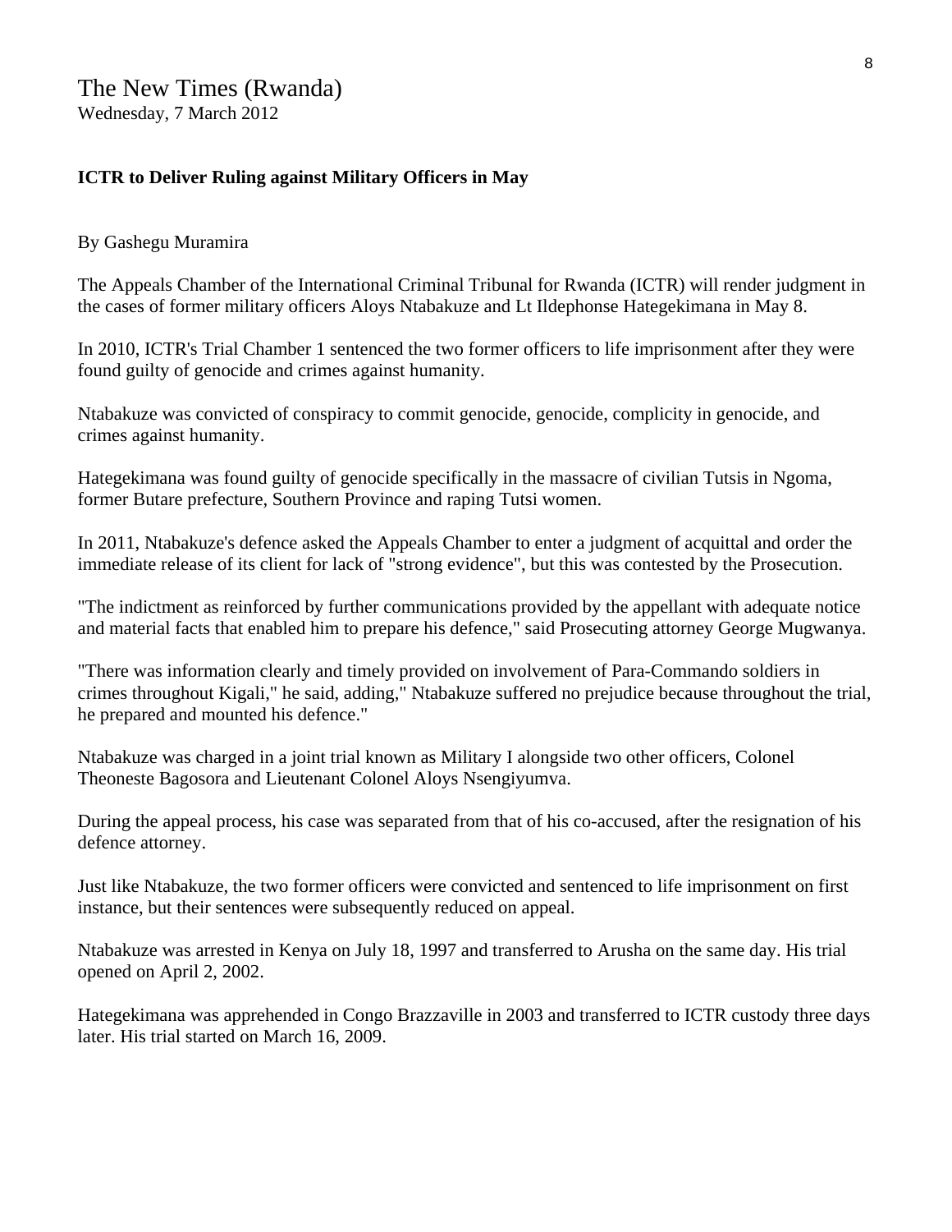The New Times (Rwanda)
Wednesday, 7 March 2012

**ICTR to Deliver Ruling against Military Officers in May**

By Gashegu Muramira

The Appeals Chamber of the International Criminal Tribunal for Rwanda (ICTR) will render judgment in the cases of former military officers Aloys Ntabakuze and Lt Ildephonse Hategekimana in May 8.

In 2010, ICTR's Trial Chamber 1 sentenced the two former officers to life imprisonment after they were found guilty of genocide and crimes against humanity.

Ntabakuze was convicted of conspiracy to commit genocide, genocide, complicity in genocide, and crimes against humanity.

Hategekimana was found guilty of genocide specifically in the massacre of civilian Tutsis in Ngoma, former Butare prefecture, Southern Province and raping Tutsi women.

In 2011, Ntabakuze's defence asked the Appeals Chamber to enter a judgment of acquittal and order the immediate release of its client for lack of "strong evidence", but this was contested by the Prosecution.

"The indictment as reinforced by further communications provided by the appellant with adequate notice and material facts that enabled him to prepare his defence," said Prosecuting attorney George Mugwanya.

"There was information clearly and timely provided on involvement of Para-Commando soldiers in crimes throughout Kigali," he said, adding," Ntabakuze suffered no prejudice because throughout the trial, he prepared and mounted his defence."

Ntabakuze was charged in a joint trial known as Military I alongside two other officers, Colonel Theoneste Bagosora and Lieutenant Colonel Aloys Nsengiyumva.

During the appeal process, his case was separated from that of his co-accused, after the resignation of his defence attorney.

Just like Ntabakuze, the two former officers were convicted and sentenced to life imprisonment on first instance, but their sentences were subsequently reduced on appeal.

Ntabakuze was arrested in Kenya on July 18, 1997 and transferred to Arusha on the same day. His trial opened on April 2, 2002.

Hategekimana was apprehended in Congo Brazzaville in 2003 and transferred to ICTR custody three days later. His trial started on March 16, 2009.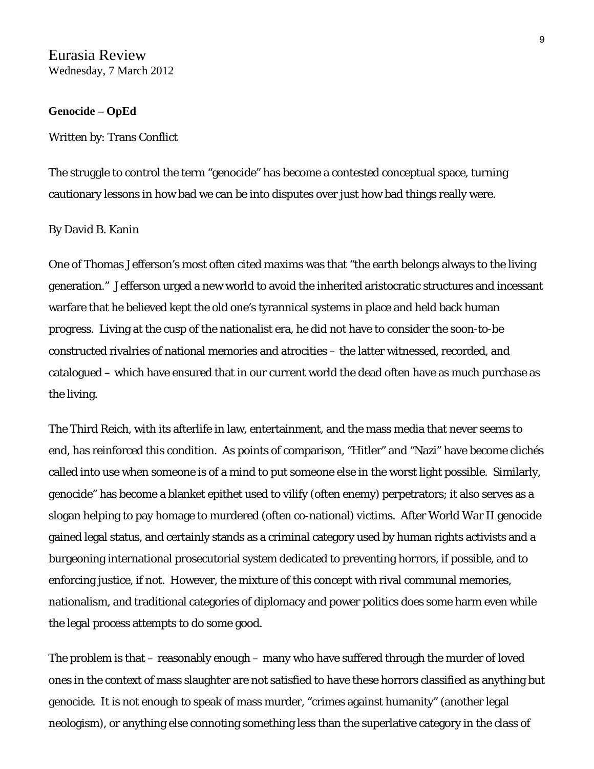# Eurasia Review

Wednesday, 7 March 2012

**Genocide – OpEd**

Written by: Trans Conflict

The struggle to control the term "genocide" has become a contested conceptual space, turning cautionary lessons in how bad we can be into disputes over just how bad things really were.

By David B. Kanin

One of Thomas Jefferson's most often cited maxims was that "the earth belongs always to the living generation." Jefferson urged a new world to avoid the inherited aristocratic structures and incessant warfare that he believed kept the old one's tyrannical systems in place and held back human progress. Living at the cusp of the nationalist era, he did not have to consider the soon-to-be constructed rivalries of national memories and atrocities – the latter witnessed, recorded, and catalogued – which have ensured that in our current world the dead often have as much purchase as the living.

The Third Reich, with its afterlife in law, entertainment, and the mass media that never seems to end, has reinforced this condition. As points of comparison, "Hitler" and "Nazi" have become clichés called into use when someone is of a mind to put someone else in the worst light possible. Similarly, genocide" has become a blanket epithet used to vilify (often enemy) perpetrators; it also serves as a slogan helping to pay homage to murdered (often co-national) victims. After World War II genocide gained legal status, and certainly stands as a criminal category used by human rights activists and a burgeoning international prosecutorial system dedicated to preventing horrors, if possible, and to enforcing justice, if not. However, the mixture of this concept with rival communal memories, nationalism, and traditional categories of diplomacy and power politics does some harm even while the legal process attempts to do some good.

The problem is that – reasonably enough – many who have suffered through the murder of loved ones in the context of mass slaughter are not satisfied to have these horrors classified as anything but genocide. It is not enough to speak of mass murder, "crimes against humanity" (another legal neologism), or anything else connoting something less than the superlative category in the class of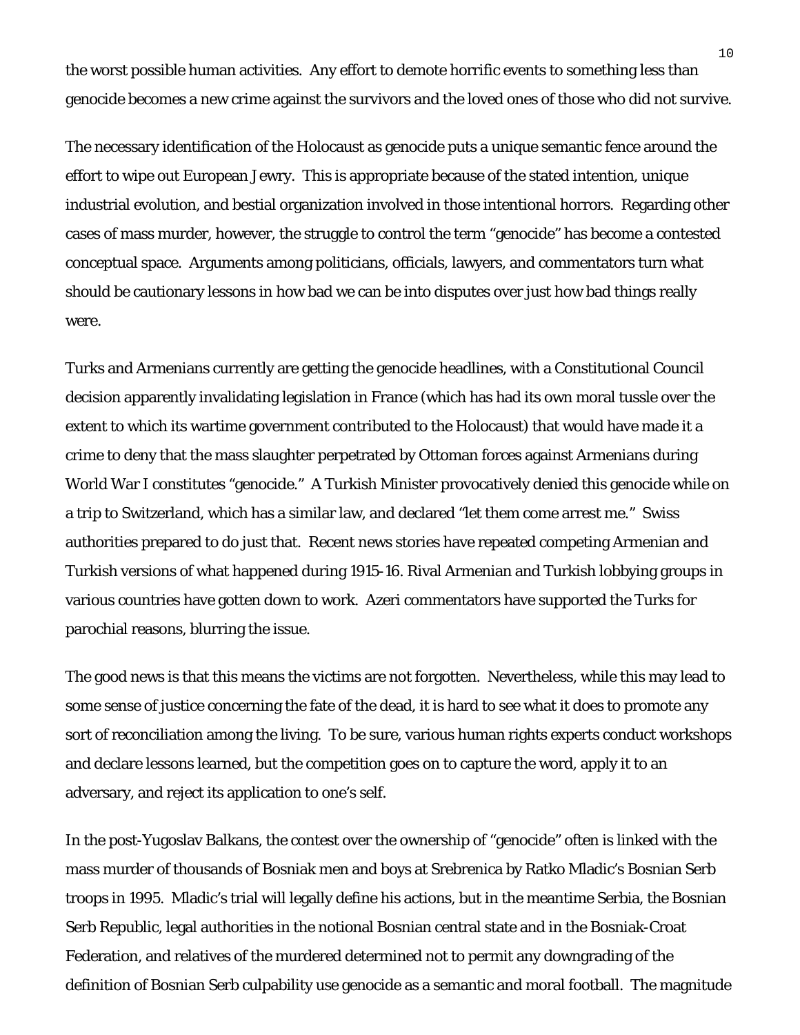the worst possible human activities. Any effort to demote horrific events to something less than genocide becomes a new crime against the survivors and the loved ones of those who did not survive.

The necessary identification of the Holocaust as genocide puts a unique semantic fence around the effort to wipe out European Jewry. This is appropriate because of the stated intention, unique industrial evolution, and bestial organization involved in those intentional horrors. Regarding other cases of mass murder, however, the struggle to control the term "genocide" has become a contested conceptual space. Arguments among politicians, officials, lawyers, and commentators turn what should be cautionary lessons in how bad we can be into disputes over just how bad things really were.

Turks and Armenians currently are getting the genocide headlines, with a Constitutional Council decision apparently invalidating legislation in France (which has had its own moral tussle over the extent to which its wartime government contributed to the Holocaust) that would have made it a crime to deny that the mass slaughter perpetrated by Ottoman forces against Armenians during World War I constitutes "genocide." A Turkish Minister provocatively denied this genocide while on a trip to Switzerland, which has a similar law, and declared "let them come arrest me." Swiss authorities prepared to do just that. Recent news stories have repeated competing Armenian and Turkish versions of what happened during 1915-16. Rival Armenian and Turkish lobbying groups in various countries have gotten down to work. Azeri commentators have supported the Turks for parochial reasons, blurring the issue.

The good news is that this means the victims are not forgotten. Nevertheless, while this may lead to some sense of justice concerning the fate of the dead, it is hard to see what it does to promote any sort of reconciliation among the living. To be sure, various human rights experts conduct workshops and declare lessons learned, but the competition goes on to capture the word, apply it to an adversary, and reject its application to one's self.

In the post-Yugoslav Balkans, the contest over the ownership of "genocide" often is linked with the mass murder of thousands of Bosniak men and boys at Srebrenica by Ratko Mladic's Bosnian Serb troops in 1995. Mladic's trial will legally define his actions, but in the meantime Serbia, the Bosnian Serb Republic, legal authorities in the notional Bosnian central state and in the Bosniak-Croat Federation, and relatives of the murdered determined not to permit any downgrading of the definition of Bosnian Serb culpability use genocide as a semantic and moral football. The magnitude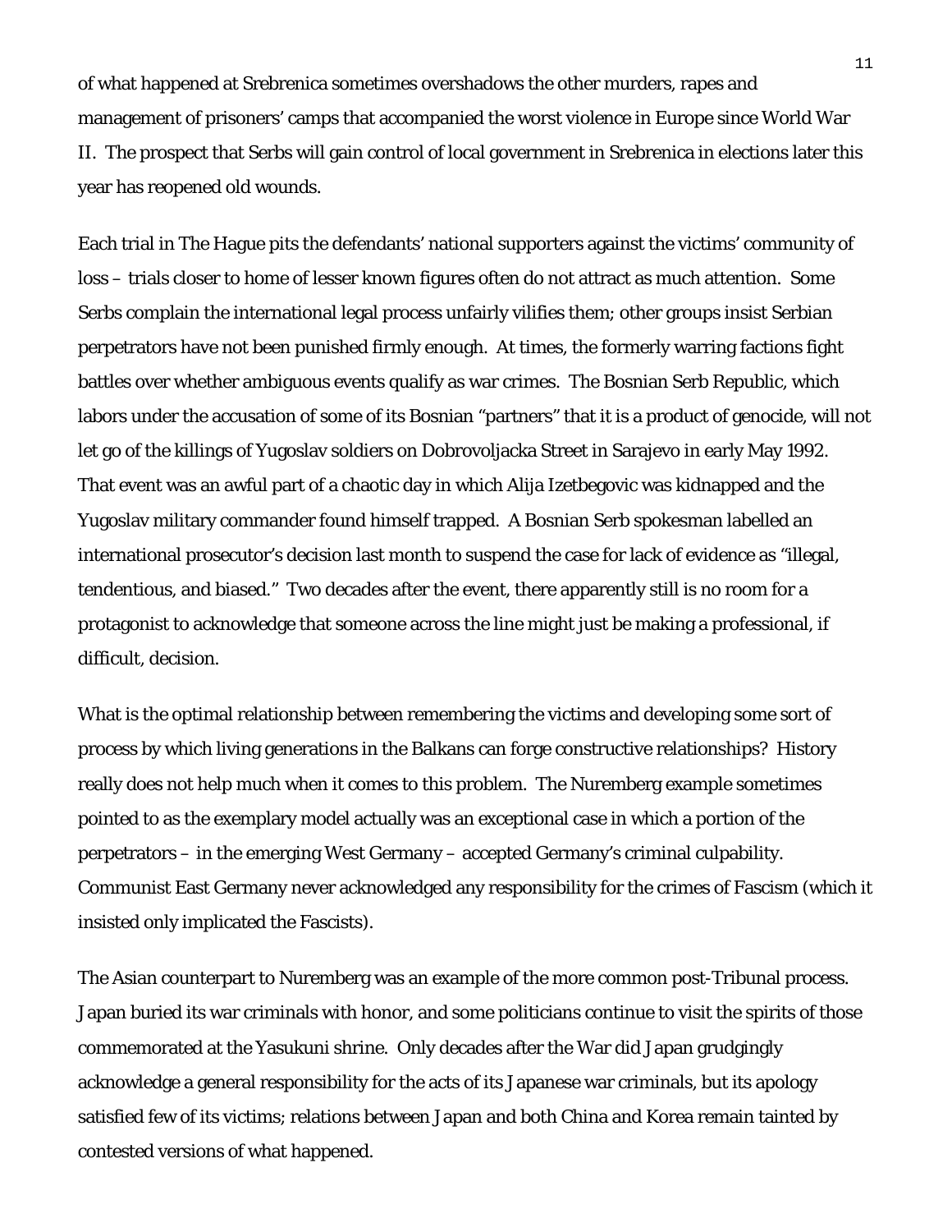of what happened at Srebrenica sometimes overshadows the other murders, rapes and management of prisoners' camps that accompanied the worst violence in Europe since World War II. The prospect that Serbs will gain control of local government in Srebrenica in elections later this year has reopened old wounds.

Each trial in The Hague pits the defendants' national supporters against the victims' community of loss – trials closer to home of lesser known figures often do not attract as much attention. Some Serbs complain the international legal process unfairly vilifies them; other groups insist Serbian perpetrators have not been punished firmly enough. At times, the formerly warring factions fight battles over whether ambiguous events qualify as war crimes. The Bosnian Serb Republic, which labors under the accusation of some of its Bosnian "partners" that it is a product of genocide, will not let go of the killings of Yugoslav soldiers on Dobrovoljacka Street in Sarajevo in early May 1992. That event was an awful part of a chaotic day in which Alija Izetbegovic was kidnapped and the Yugoslav military commander found himself trapped. A Bosnian Serb spokesman labelled an international prosecutor's decision last month to suspend the case for lack of evidence as "illegal, tendentious, and biased." Two decades after the event, there apparently still is no room for a protagonist to acknowledge that someone across the line might just be making a professional, if difficult, decision.

What is the optimal relationship between remembering the victims and developing some sort of process by which living generations in the Balkans can forge constructive relationships? History really does not help much when it comes to this problem. The Nuremberg example sometimes pointed to as the exemplary model actually was an exceptional case in which a portion of the perpetrators – in the emerging West Germany – accepted Germany's criminal culpability. Communist East Germany never acknowledged any responsibility for the crimes of Fascism (which it insisted only implicated the Fascists).

The Asian counterpart to Nuremberg was an example of the more common post-Tribunal process. Japan buried its war criminals with honor, and some politicians continue to visit the spirits of those commemorated at the Yasukuni shrine. Only decades after the War did Japan grudgingly acknowledge a general responsibility for the acts of its Japanese war criminals, but its apology satisfied few of its victims; relations between Japan and both China and Korea remain tainted by contested versions of what happened.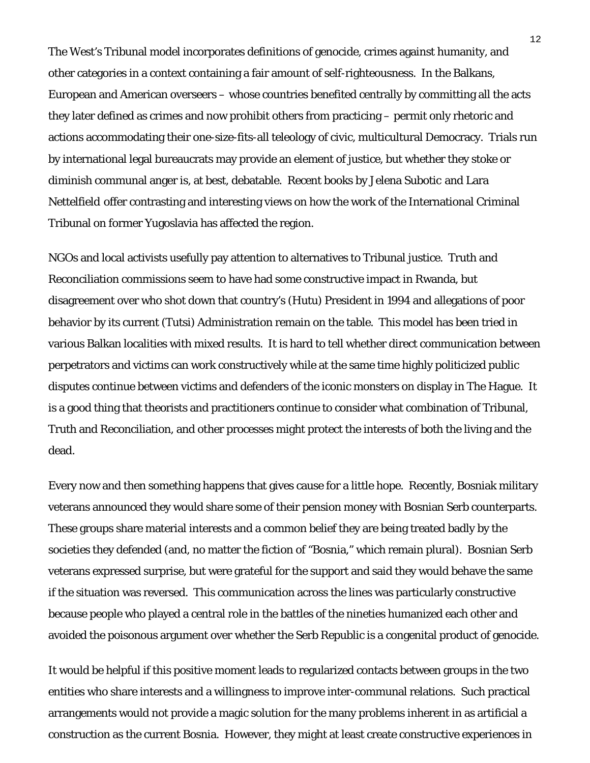The West's Tribunal model incorporates definitions of genocide, crimes against humanity, and other categories in a context containing a fair amount of self-righteousness. In the Balkans, European and American overseers – whose countries benefited centrally by committing all the acts they later defined as crimes and now prohibit others from practicing – permit only rhetoric and actions accommodating their one-size-fits-all teleology of civic, multicultural Democracy. Trials run by international legal bureaucrats may provide an element of justice, but whether they stoke or diminish communal anger is, at best, debatable. Recent books by Jelena Subotic and Lara Nettelfield offer contrasting and interesting views on how the work of the International Criminal Tribunal on former Yugoslavia has affected the region.

NGOs and local activists usefully pay attention to alternatives to Tribunal justice. Truth and Reconciliation commissions seem to have had some constructive impact in Rwanda, but disagreement over who shot down that country's (Hutu) President in 1994 and allegations of poor behavior by its current (Tutsi) Administration remain on the table. This model has been tried in various Balkan localities with mixed results. It is hard to tell whether direct communication between perpetrators and victims can work constructively while at the same time highly politicized public disputes continue between victims and defenders of the iconic monsters on display in The Hague. It is a good thing that theorists and practitioners continue to consider what combination of Tribunal, Truth and Reconciliation, and other processes might protect the interests of both the living and the dead.

Every now and then something happens that gives cause for a little hope. Recently, Bosniak military veterans announced they would share some of their pension money with Bosnian Serb counterparts. These groups share material interests and a common belief they are being treated badly by the societies they defended (and, no matter the fiction of "Bosnia," which remain plural). Bosnian Serb veterans expressed surprise, but were grateful for the support and said they would behave the same if the situation was reversed. This communication across the lines was particularly constructive because people who played a central role in the battles of the nineties humanized each other and avoided the poisonous argument over whether the Serb Republic is a congenital product of genocide.

It would be helpful if this positive moment leads to regularized contacts between groups in the two entities who share interests and a willingness to improve inter-communal relations. Such practical arrangements would not provide a magic solution for the many problems inherent in as artificial a construction as the current Bosnia. However, they might at least create constructive experiences in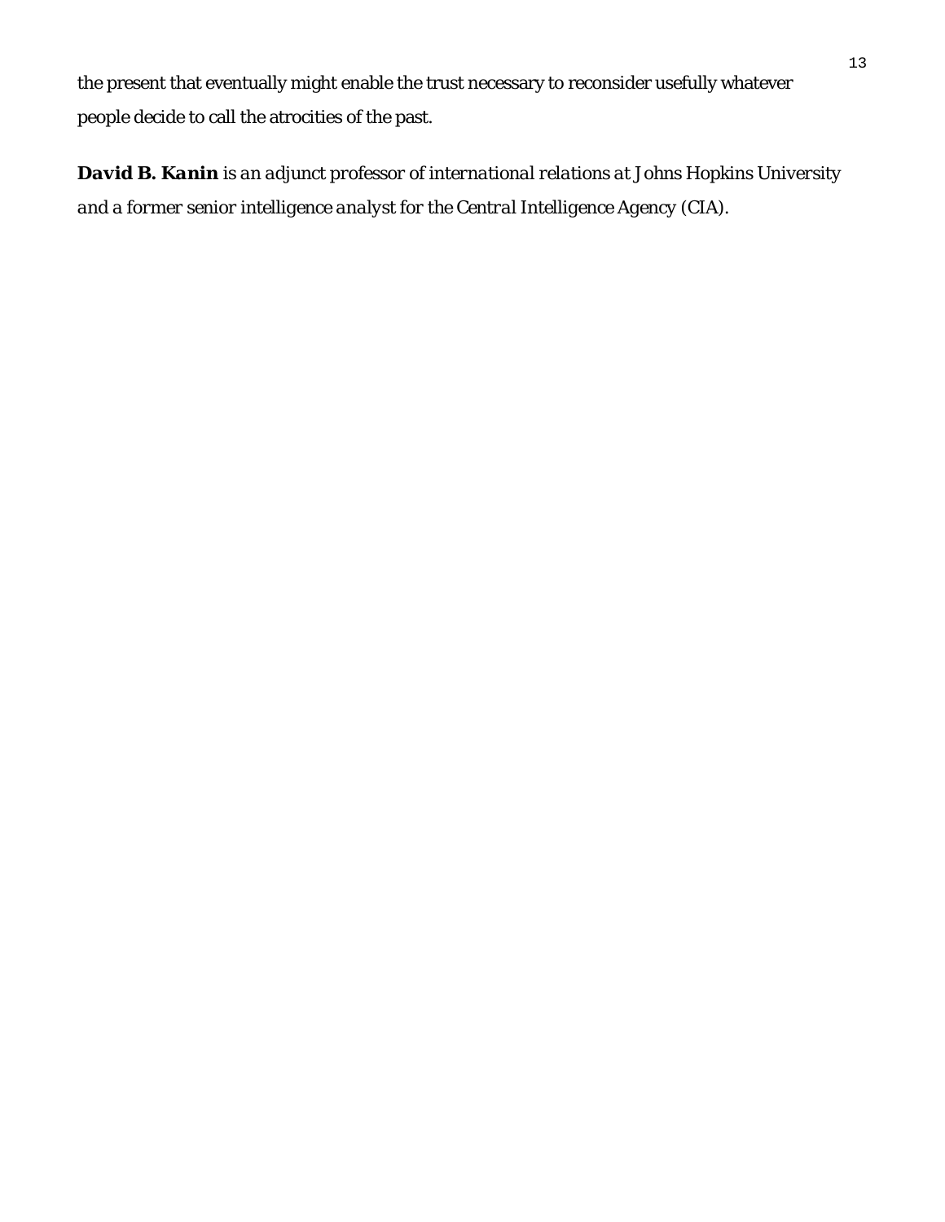the present that eventually might enable the trust necessary to reconsider usefully whatever people decide to call the atrocities of the past.

***David B. Kanin*** *is an adjunct professor of international relations at Johns Hopkins University and a former senior intelligence analyst for the Central Intelligence Agency (CIA).*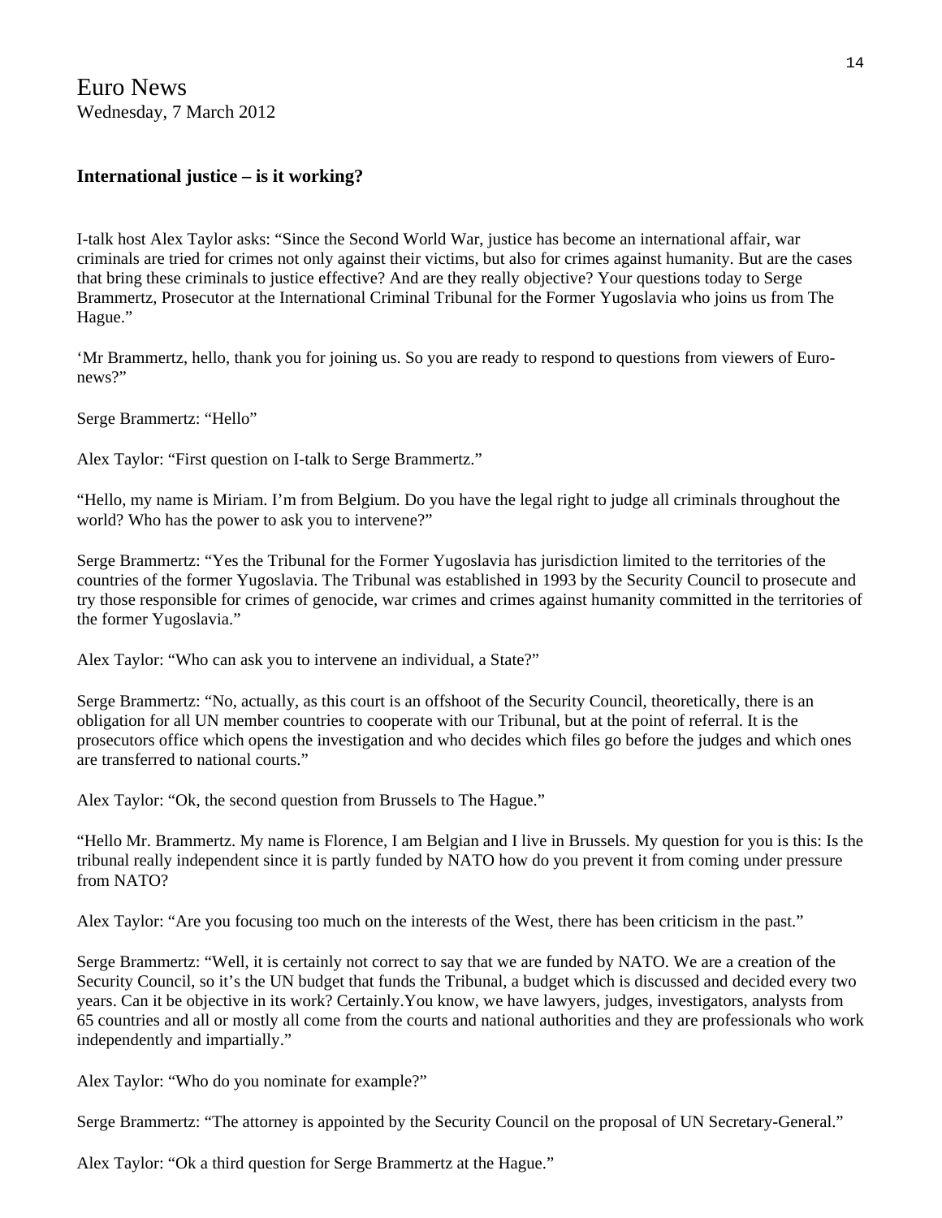# Euro News

Wednesday, 7 March 2012

**International justice – is it working?**

I-talk host Alex Taylor asks: "Since the Second World War, justice has become an international affair, war criminals are tried for crimes not only against their victims, but also for crimes against humanity. But are the cases that bring these criminals to justice effective? And are they really objective? Your questions today to Serge Brammertz, Prosecutor at the International Criminal Tribunal for the Former Yugoslavia who joins us from The Hague."

'Mr Brammertz, hello, thank you for joining us. So you are ready to respond to questions from viewers of Euro-news?"

Serge Brammertz: "Hello"

Alex Taylor: "First question on I-talk to Serge Brammertz."

"Hello, my name is Miriam. I'm from Belgium. Do you have the legal right to judge all criminals throughout the world? Who has the power to ask you to intervene?"

Serge Brammertz: "Yes the Tribunal for the Former Yugoslavia has jurisdiction limited to the territories of the countries of the former Yugoslavia. The Tribunal was established in 1993 by the Security Council to prosecute and try those responsible for crimes of genocide, war crimes and crimes against humanity committed in the territories of the former Yugoslavia."

Alex Taylor: "Who can ask you to intervene an individual, a State?"

Serge Brammertz: "No, actually, as this court is an offshoot of the Security Council, theoretically, there is an obligation for all UN member countries to cooperate with our Tribunal, but at the point of referral. It is the prosecutors office which opens the investigation and who decides which files go before the judges and which ones are transferred to national courts."

Alex Taylor: "Ok, the second question from Brussels to The Hague."

"Hello Mr. Brammertz. My name is Florence, I am Belgian and I live in Brussels. My question for you is this: Is the tribunal really independent since it is partly funded by NATO how do you prevent it from coming under pressure from NATO?

Alex Taylor: "Are you focusing too much on the interests of the West, there has been criticism in the past."

Serge Brammertz: "Well, it is certainly not correct to say that we are funded by NATO. We are a creation of the Security Council, so it's the UN budget that funds the Tribunal, a budget which is discussed and decided every two years. Can it be objective in its work? Certainly.You know, we have lawyers, judges, investigators, analysts from 65 countries and all or mostly all come from the courts and national authorities and they are professionals who work independently and impartially."

Alex Taylor: "Who do you nominate for example?"

Serge Brammertz: "The attorney is appointed by the Security Council on the proposal of UN Secretary-General."

Alex Taylor: "Ok a third question for Serge Brammertz at the Hague."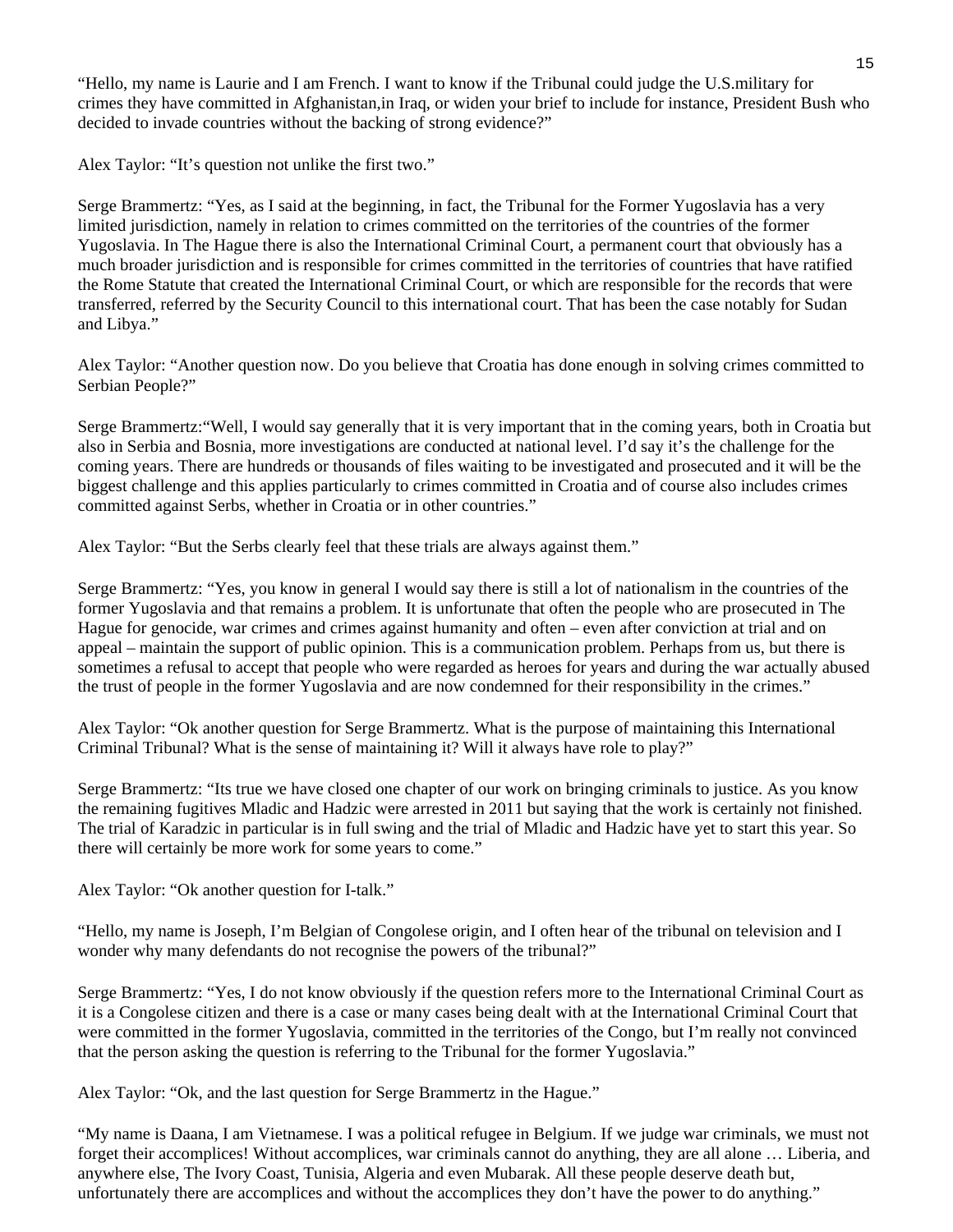"Hello, my name is Laurie and I am French. I want to know if the Tribunal could judge the U.S.military for crimes they have committed in Afghanistan,in Iraq, or widen your brief to include for instance, President Bush who decided to invade countries without the backing of strong evidence?"

Alex Taylor: "It's question not unlike the first two."

Serge Brammertz: "Yes, as I said at the beginning, in fact, the Tribunal for the Former Yugoslavia has a very limited jurisdiction, namely in relation to crimes committed on the territories of the countries of the former Yugoslavia. In The Hague there is also the International Criminal Court, a permanent court that obviously has a much broader jurisdiction and is responsible for crimes committed in the territories of countries that have ratified the Rome Statute that created the International Criminal Court, or which are responsible for the records that were transferred, referred by the Security Council to this international court. That has been the case notably for Sudan and Libya."

Alex Taylor: "Another question now. Do you believe that Croatia has done enough in solving crimes committed to Serbian People?"

Serge Brammertz:"Well, I would say generally that it is very important that in the coming years, both in Croatia but also in Serbia and Bosnia, more investigations are conducted at national level. I'd say it's the challenge for the coming years. There are hundreds or thousands of files waiting to be investigated and prosecuted and it will be the biggest challenge and this applies particularly to crimes committed in Croatia and of course also includes crimes committed against Serbs, whether in Croatia or in other countries."

Alex Taylor: "But the Serbs clearly feel that these trials are always against them."

Serge Brammertz: "Yes, you know in general I would say there is still a lot of nationalism in the countries of the former Yugoslavia and that remains a problem. It is unfortunate that often the people who are prosecuted in The Hague for genocide, war crimes and crimes against humanity and often – even after conviction at trial and on appeal – maintain the support of public opinion. This is a communication problem. Perhaps from us, but there is sometimes a refusal to accept that people who were regarded as heroes for years and during the war actually abused the trust of people in the former Yugoslavia and are now condemned for their responsibility in the crimes."

Alex Taylor: "Ok another question for Serge Brammertz. What is the purpose of maintaining this International Criminal Tribunal? What is the sense of maintaining it? Will it always have role to play?"

Serge Brammertz: "Its true we have closed one chapter of our work on bringing criminals to justice. As you know the remaining fugitives Mladic and Hadzic were arrested in 2011 but saying that the work is certainly not finished. The trial of Karadzic in particular is in full swing and the trial of Mladic and Hadzic have yet to start this year. So there will certainly be more work for some years to come."

Alex Taylor: "Ok another question for I-talk."

"Hello, my name is Joseph, I'm Belgian of Congolese origin, and I often hear of the tribunal on television and I wonder why many defendants do not recognise the powers of the tribunal?"

Serge Brammertz: "Yes, I do not know obviously if the question refers more to the International Criminal Court as it is a Congolese citizen and there is a case or many cases being dealt with at the International Criminal Court that were committed in the former Yugoslavia, committed in the territories of the Congo, but I'm really not convinced that the person asking the question is referring to the Tribunal for the former Yugoslavia."

Alex Taylor: "Ok, and the last question for Serge Brammertz in the Hague."

"My name is Daana, I am Vietnamese. I was a political refugee in Belgium. If we judge war criminals, we must not forget their accomplices! Without accomplices, war criminals cannot do anything, they are all alone … Liberia, and anywhere else, The Ivory Coast, Tunisia, Algeria and even Mubarak. All these people deserve death but, unfortunately there are accomplices and without the accomplices they don't have the power to do anything."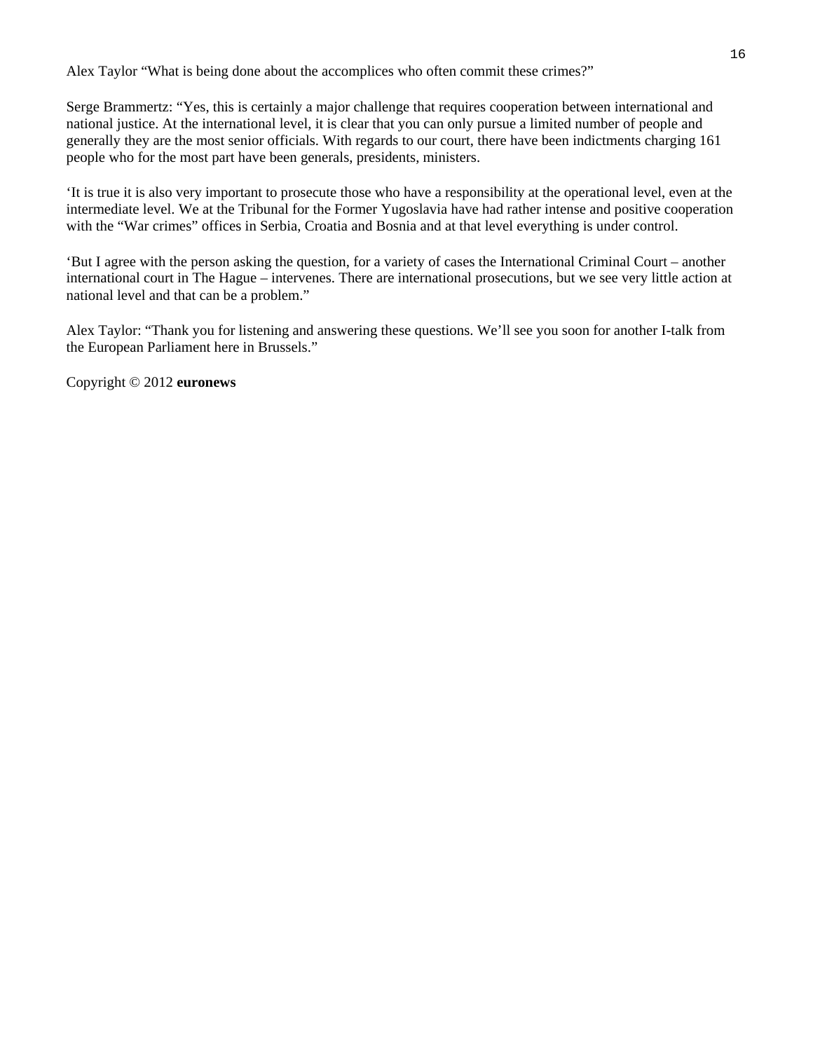Alex Taylor “What is being done about the accomplices who often commit these crimes?”

Serge Brammertz: “Yes, this is certainly a major challenge that requires cooperation between international and national justice. At the international level, it is clear that you can only pursue a limited number of people and generally they are the most senior officials. With regards to our court, there have been indictments charging 161 people who for the most part have been generals, presidents, ministers.

‘It is true it is also very important to prosecute those who have a responsibility at the operational level, even at the intermediate level. We at the Tribunal for the Former Yugoslavia have had rather intense and positive cooperation with the “War crimes” offices in Serbia, Croatia and Bosnia and at that level everything is under control.

‘But I agree with the person asking the question, for a variety of cases the International Criminal Court – another international court in The Hague – intervenes. There are international prosecutions, but we see very little action at national level and that can be a problem.”

Alex Taylor: “Thank you for listening and answering these questions. We’ll see you soon for another I-talk from the European Parliament here in Brussels.”

Copyright © 2012 **euronews**